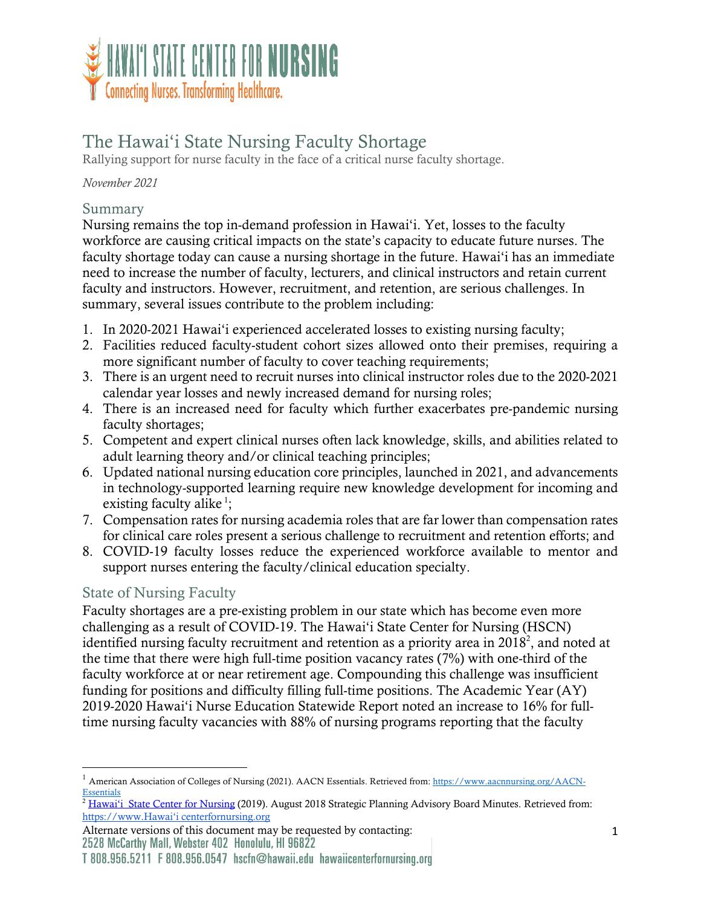# The Hawaiʻi State Nursing Faculty Shortage

Rallying support for nurse faculty in the face of a critical nurse faculty shortage.

*November 2021*

## Summary

Nursing remains the top in-demand profession in Hawaiʻi. Yet, losses to the faculty workforce are causing critical impacts on the state's capacity to educate future nurses. The faculty shortage today can cause a nursing shortage in the future. Hawaiʻi has an immediate need to increase the number of faculty, lecturers, and clinical instructors and retain current faculty and instructors. However, recruitment, and retention, are serious challenges. In summary, several issues contribute to the problem including:

1. In 2020-2021 Hawaiʻi experienced accelerated losses to existing nursing faculty;
2. Facilities reduced faculty-student cohort sizes allowed onto their premises, requiring a more significant number of faculty to cover teaching requirements;
3. There is an urgent need to recruit nurses into clinical instructor roles due to the 2020-2021 calendar year losses and newly increased demand for nursing roles;
4. There is an increased need for faculty which further exacerbates pre-pandemic nursing faculty shortages;
5. Competent and expert clinical nurses often lack knowledge, skills, and abilities related to adult learning theory and/or clinical teaching principles;
6. Updated national nursing education core principles, launched in 2021, and advancements in technology-supported learning require new knowledge development for incoming and existing faculty alike [1];
7. Compensation rates for nursing academia roles that are far lower than compensation rates for clinical care roles present a serious challenge to recruitment and retention efforts; and
8. COVID-19 faculty losses reduce the experienced workforce available to mentor and support nurses entering the faculty/clinical education specialty.

## State of Nursing Faculty

Faculty shortages are a pre-existing problem in our state which has become even more challenging as a result of COVID-19. The Hawaiʻi State Center for Nursing (HSCN) identified nursing faculty recruitment and retention as a priority area in 2018[2], and noted at the time that there were high full-time position vacancy rates (7%) with one-third of the faculty workforce at or near retirement age. Compounding this challenge was insufficient funding for positions and difficulty filling full-time positions. The Academic Year (AY) 2019-2020 Hawaiʻi Nurse Education Statewide Report noted an increase to 16% for full-time nursing faculty vacancies with 88% of nursing programs reporting that the faculty

---

[1] American Association of Colleges of Nursing (2021). AACN Essentials. Retrieved from: https://www.aacnnursing.org/AACN-Essentials

[2] Hawaiʻi State Center for Nursing (2019). August 2018 Strategic Planning Advisory Board Minutes. Retrieved from: https://www.Hawaiʻi centerfornursing.org

Alternate versions of this document may be requested by contacting: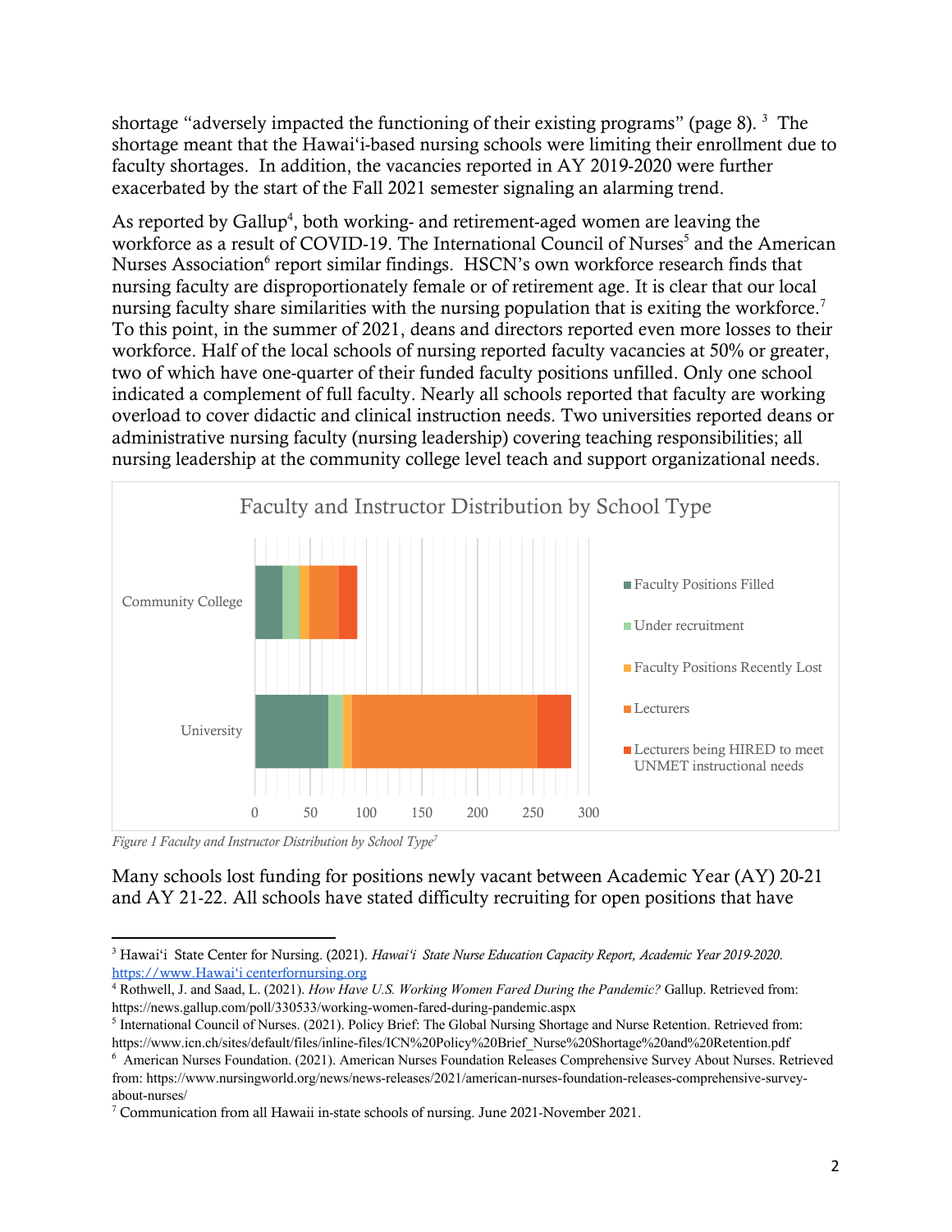shortage "adversely impacted the functioning of their existing programs" (page 8). [3] The shortage meant that the Hawai'i-based nursing schools were limiting their enrollment due to faculty shortages. In addition, the vacancies reported in AY 2019-2020 were further exacerbated by the start of the Fall 2021 semester signaling an alarming trend.

As reported by Gallup[4], both working- and retirement-aged women are leaving the workforce as a result of COVID-19. The International Council of Nurses[5] and the American Nurses Association[6] report similar findings. HSCN's own workforce research finds that nursing faculty are disproportionately female or of retirement age. It is clear that our local nursing faculty share similarities with the nursing population that is exiting the workforce.[7] To this point, in the summer of 2021, deans and directors reported even more losses to their workforce. Half of the local schools of nursing reported faculty vacancies at 50% or greater, two of which have one-quarter of their funded faculty positions unfilled. Only one school indicated a complement of full faculty. Nearly all schools reported that faculty are working overload to cover didactic and clinical instruction needs. Two universities reported deans or administrative nursing faculty (nursing leadership) covering teaching responsibilities; all nursing leadership at the community college level teach and support organizational needs.

Faculty and Instructor Distribution by School Type

Legend: Faculty Positions Filled; Under recruitment; Faculty Positions Recently Lost; Lecturers; Lecturers being HIRED to meet UNMET instructional needs

Rows: Community College; University. X-axis: 0, 50, 100, 150, 200, 250, 300

*Figure 1 Faculty and Instructor Distribution by School Type[7]*

Many schools lost funding for positions newly vacant between Academic Year (AY) 20-21 and AY 21-22. All schools have stated difficulty recruiting for open positions that have

---

[3] Hawai'i State Center for Nursing. (2021). *Hawai'i State Nurse Education Capacity Report, Academic Year 2019-2020.* https://www.Hawai'i centerfornursing.org

[4] Rothwell, J. and Saad, L. (2021). *How Have U.S. Working Women Fared During the Pandemic?* Gallup. Retrieved from: https://news.gallup.com/poll/330533/working-women-fared-during-pandemic.aspx

[5] International Council of Nurses. (2021). Policy Brief: The Global Nursing Shortage and Nurse Retention. Retrieved from: https://www.icn.ch/sites/default/files/inline-files/ICN%20Policy%20Brief_Nurse%20Shortage%20and%20Retention.pdf

[6] American Nurses Foundation. (2021). American Nurses Foundation Releases Comprehensive Survey About Nurses. Retrieved from: https://www.nursingworld.org/news/news-releases/2021/american-nurses-foundation-releases-comprehensive-survey-about-nurses/

[7] Communication from all Hawaii in-state schools of nursing. June 2021-November 2021.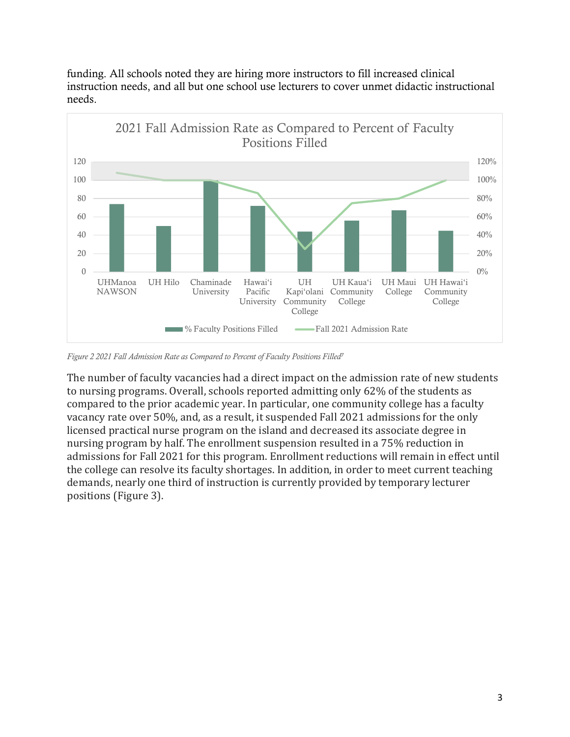funding. All schools noted they are hiring more instructors to fill increased clinical instruction needs, and all but one school use lecturers to cover unmet didactic instructional needs.

*Figure 2 2021 Fall Admission Rate as Compared to Percent of Faculty Positions Filled[7]*

The number of faculty vacancies had a direct impact on the admission rate of new students to nursing programs. Overall, schools reported admitting only 62% of the students as compared to the prior academic year. In particular, one community college has a faculty vacancy rate over 50%, and, as a result, it suspended Fall 2021 admissions for the only licensed practical nurse program on the island and decreased its associate degree in nursing program by half. The enrollment suspension resulted in a 75% reduction in admissions for Fall 2021 for this program. Enrollment reductions will remain in effect until the college can resolve its faculty shortages. In addition, in order to meet current teaching demands, nearly one third of instruction is currently provided by temporary lecturer positions (Figure 3).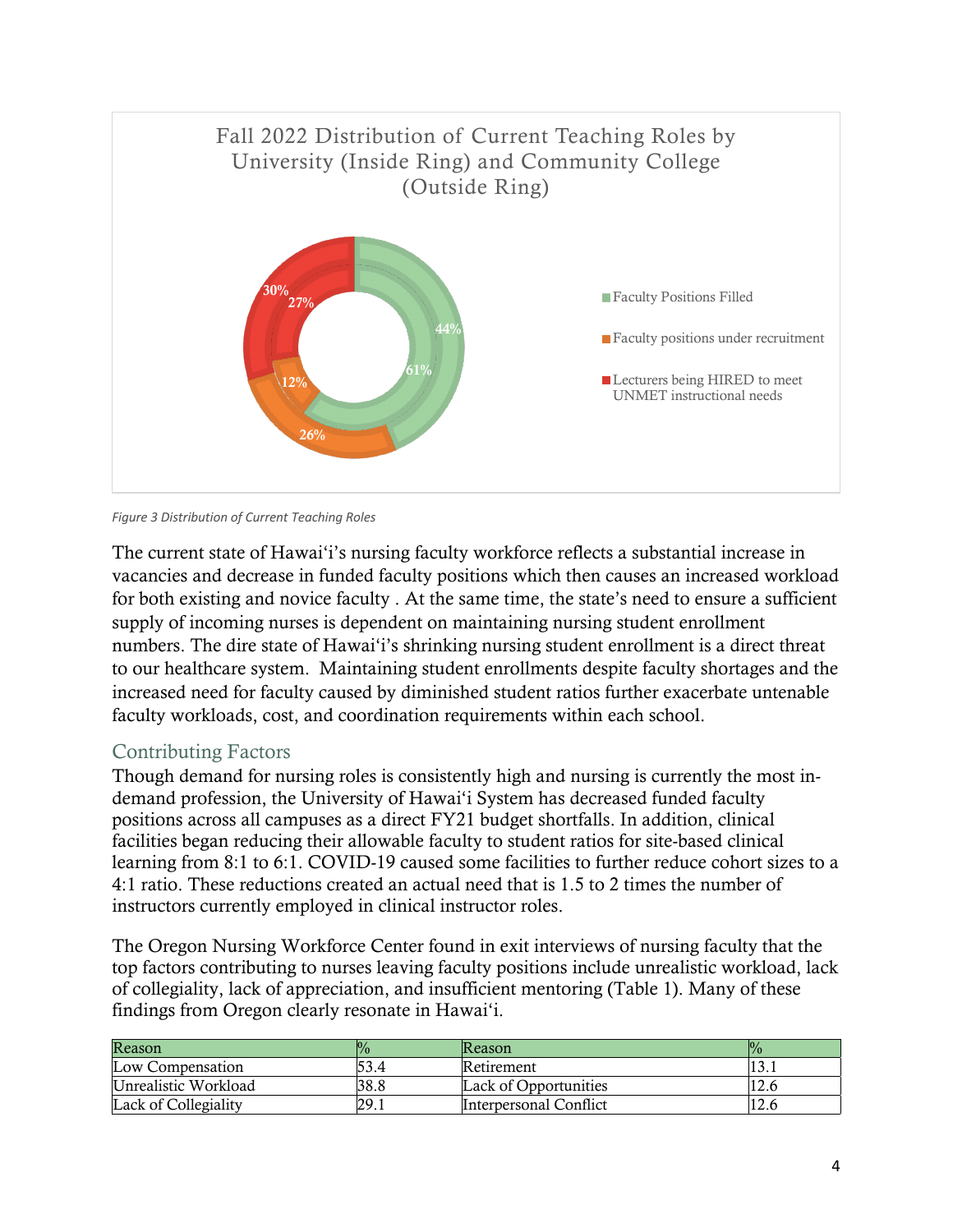Figure 3 Distribution of Current Teaching Roles

The current state of Hawaiʻi's nursing faculty workforce reflects a substantial increase in vacancies and decrease in funded faculty positions which then causes an increased workload for both existing and novice faculty . At the same time, the state's need to ensure a sufficient supply of incoming nurses is dependent on maintaining nursing student enrollment numbers. The dire state of Hawaiʻi's shrinking nursing student enrollment is a direct threat to our healthcare system. Maintaining student enrollments despite faculty shortages and the increased need for faculty caused by diminished student ratios further exacerbate untenable faculty workloads, cost, and coordination requirements within each school.

## Contributing Factors

Though demand for nursing roles is consistently high and nursing is currently the most in-demand profession, the University of Hawaiʻi System has decreased funded faculty positions across all campuses as a direct FY21 budget shortfalls. In addition, clinical facilities began reducing their allowable faculty to student ratios for site-based clinical learning from 8:1 to 6:1. COVID-19 caused some facilities to further reduce cohort sizes to a 4:1 ratio. These reductions created an actual need that is 1.5 to 2 times the number of instructors currently employed in clinical instructor roles.

The Oregon Nursing Workforce Center found in exit interviews of nursing faculty that the top factors contributing to nurses leaving faculty positions include unrealistic workload, lack of collegiality, lack of appreciation, and insufficient mentoring (Table 1). Many of these findings from Oregon clearly resonate in Hawaiʻi.

| Reason | % | Reason | % |
|---|---|---|---|
| Low Compensation | 53.4 | Retirement | 13.1 |
| Unrealistic Workload | 38.8 | Lack of Opportunities | 12.6 |
| Lack of Collegiality | 29.1 | Interpersonal Conflict | 12.6 |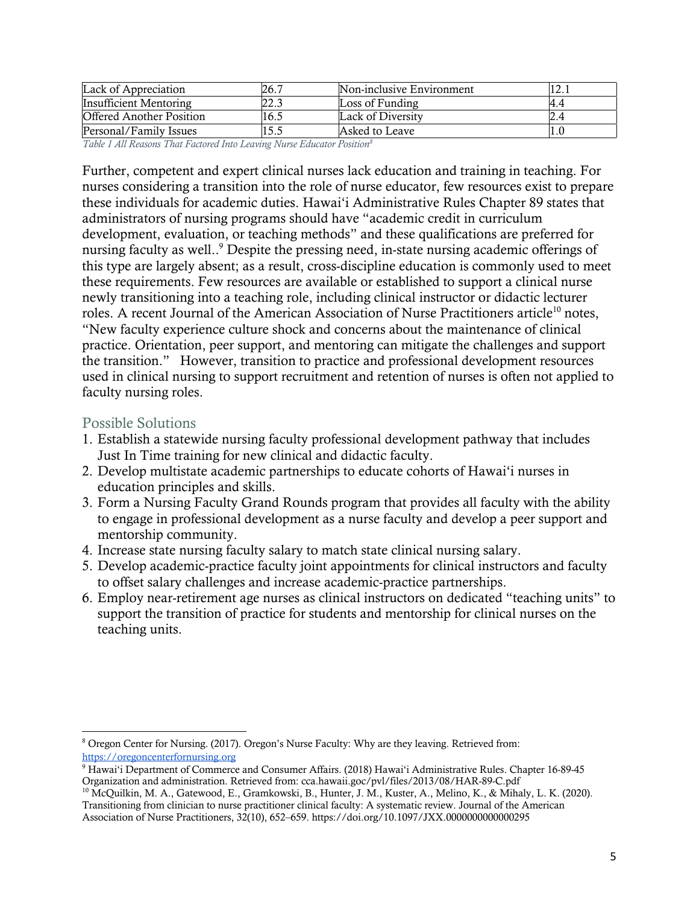| | | | |
|---|---|---|---|
| Lack of Appreciation | 26.7 | Non-inclusive Environment | 12.1 |
| Insufficient Mentoring | 22.3 | Loss of Funding | 4.4 |
| Offered Another Position | 16.5 | Lack of Diversity | 2.4 |
| Personal/Family Issues | 15.5 | Asked to Leave | 1.0 |

*Table 1 All Reasons That Factored Into Leaving Nurse Educator Position*[8]

Further, competent and expert clinical nurses lack education and training in teaching. For nurses considering a transition into the role of nurse educator, few resources exist to prepare these individuals for academic duties. Hawaiʻi Administrative Rules Chapter 89 states that administrators of nursing programs should have "academic credit in curriculum development, evaluation, or teaching methods" and these qualifications are preferred for nursing faculty as well..[9] Despite the pressing need, in-state nursing academic offerings of this type are largely absent; as a result, cross-discipline education is commonly used to meet these requirements. Few resources are available or established to support a clinical nurse newly transitioning into a teaching role, including clinical instructor or didactic lecturer roles. A recent Journal of the American Association of Nurse Practitioners article[10] notes, "New faculty experience culture shock and concerns about the maintenance of clinical practice. Orientation, peer support, and mentoring can mitigate the challenges and support the transition." However, transition to practice and professional development resources used in clinical nursing to support recruitment and retention of nurses is often not applied to faculty nursing roles.

## Possible Solutions

1. Establish a statewide nursing faculty professional development pathway that includes Just In Time training for new clinical and didactic faculty.
2. Develop multistate academic partnerships to educate cohorts of Hawaiʻi nurses in education principles and skills.
3. Form a Nursing Faculty Grand Rounds program that provides all faculty with the ability to engage in professional development as a nurse faculty and develop a peer support and mentorship community.
4. Increase state nursing faculty salary to match state clinical nursing salary.
5. Develop academic-practice faculty joint appointments for clinical instructors and faculty to offset salary challenges and increase academic-practice partnerships.
6. Employ near-retirement age nurses as clinical instructors on dedicated "teaching units" to support the transition of practice for students and mentorship for clinical nurses on the teaching units.

---

[8] Oregon Center for Nursing. (2017). Oregon's Nurse Faculty: Why are they leaving. Retrieved from: https://oregoncenterfornursing.org

[9] Hawaiʻi Department of Commerce and Consumer Affairs. (2018) Hawaiʻi Administrative Rules. Chapter 16-89-45 Organization and administration. Retrieved from: cca.hawaii.goc/pvl/files/2013/08/HAR-89-C.pdf

[10] McQuilkin, M. A., Gatewood, E., Gramkowski, B., Hunter, J. M., Kuster, A., Melino, K., & Mihaly, L. K. (2020). Transitioning from clinician to nurse practitioner clinical faculty: A systematic review. Journal of the American Association of Nurse Practitioners, 32(10), 652–659. https://doi.org/10.1097/JXX.0000000000000295